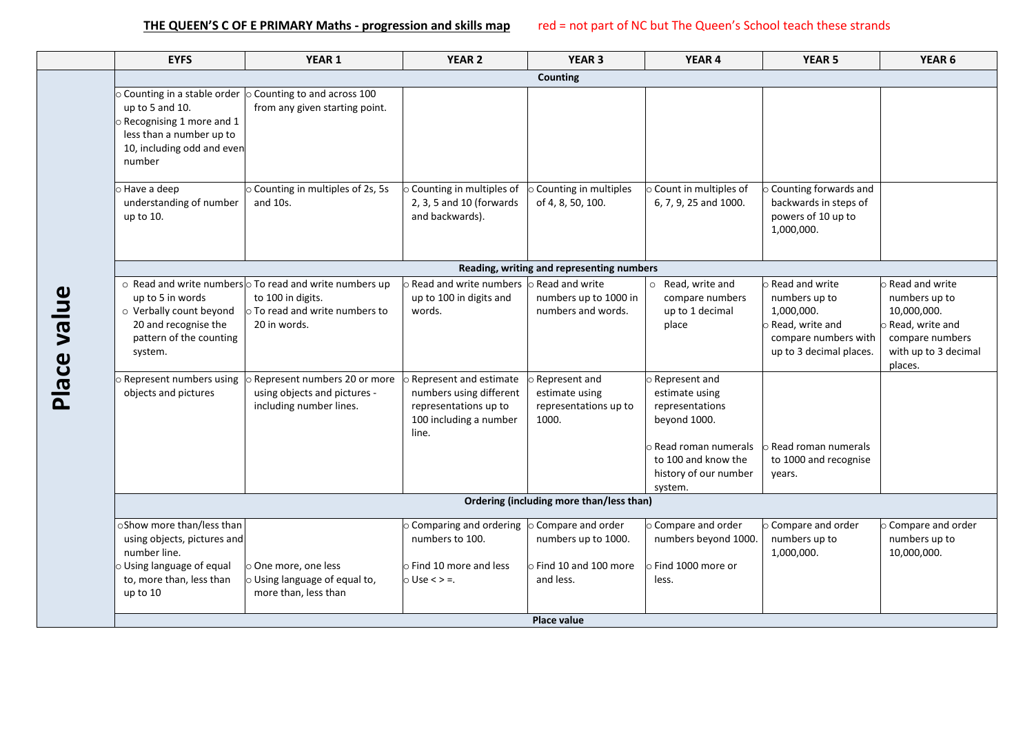**THE QUEEN'S C OF E PRIMARY Maths - progression and skills map** red = not part of NC but The Queen's School teach these strands

| | EYFS | YEAR 1 | YEAR 2 | YEAR 3 | YEAR 4 | YEAR 5 | YEAR 6 |
|---|---|---|---|---|---|---|---|
| **Place value** | **Counting** | | | | | | |
| | ○ Counting in a stable order up to 5 and 10.<br>○ Recognising 1 more and 1 less than a number up to 10, including odd and even number | ○ Counting to and across 100 from any given starting point. | | | | | |
| | ○ Have a deep understanding of number up to 10. | ○ Counting in multiples of 2s, 5s and 10s. | ○ Counting in multiples of 2, 3, 5 and 10 (forwards and backwards). | ○ Counting in multiples of 4, 8, 50, 100. | ○ Count in multiples of 6, 7, 9, 25 and 1000. | ○ Counting forwards and backwards in steps of powers of 10 up to 1,000,000. | |
| | **Reading, writing and representing numbers** | | | | | | |
| | ○ Read and write numbers up to 5 in words<br>○ Verbally count beyond 20 and recognise the pattern of the counting system. | ○ To read and write numbers up to 100 in digits.<br>○ To read and write numbers to 20 in words. | ○ Read and write numbers up to 100 in digits and words. | ○ Read and write numbers up to 1000 in numbers and words. | ○ Read, write and compare numbers up to 1 decimal place | ○ Read and write numbers up to 1,000,000.<br>○ Read, write and compare numbers with up to 3 decimal places. | ○ Read and write numbers up to 10,000,000.<br>○ Read, write and compare numbers with up to 3 decimal places. |
| | ○ Represent numbers using objects and pictures | ○ Represent numbers 20 or more using objects and pictures - including number lines. | ○ Represent and estimate numbers using different representations up to 100 including a number line. | ○ Represent and estimate using representations up to 1000. | ○ Represent and estimate using representations beyond 1000.<br>○ Read roman numerals to 100 and know the history of our number system. | ○ Read roman numerals to 1000 and recognise years. | |
| | **Ordering (including more than/less than)** | | | | | | |
| | ○ Show more than/less than using objects, pictures and number line.<br>○ Using language of equal to, more than, less than up to 10 | ○ One more, one less<br>○ Using language of equal to, more than, less than | ○ Comparing and ordering numbers to 100.<br>○ Find 10 more and less<br>○ Use < > =. | ○ Compare and order numbers up to 1000.<br>○ Find 10 and 100 more and less. | ○ Compare and order numbers beyond 1000.<br>○ Find 1000 more or less. | ○ Compare and order numbers up to 1,000,000. | ○ Compare and order numbers up to 10,000,000. |
| | **Place value** | | | | | | |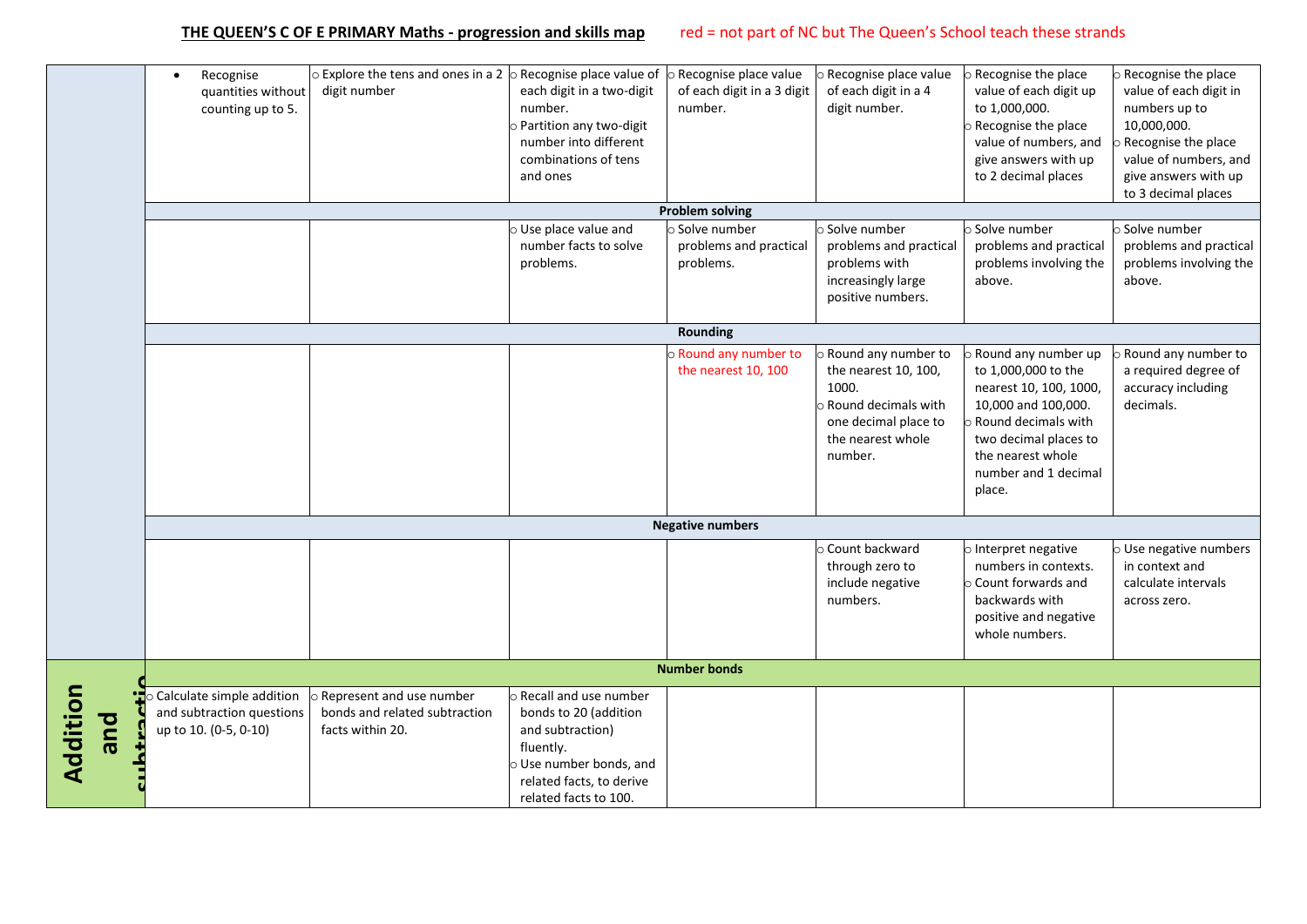# THE QUEEN'S C OF E PRIMARY Maths - progression and skills map

red = not part of NC but The Queen's School teach these strands

| | | | | | | | |
|---|---|---|---|---|---|---|---|
| | • Recognise quantities without counting up to 5. | o Explore the tens and ones in a 2 digit number | o Recognise place value of each digit in a two-digit number.<br>o Partition any two-digit number into different combinations of tens and ones | o Recognise place value of each digit in a 3 digit number. | o Recognise place value of each digit in a 4 digit number. | o Recognise the place value of each digit up to 1,000,000.<br>o Recognise the place value of numbers, and give answers with up to 2 decimal places | o Recognise the place value of each digit in numbers up to 10,000,000.<br>o Recognise the place value of numbers, and give answers with up to 3 decimal places |
| | **Problem solving** | | | | | | |
| | | | o Use place value and number facts to solve problems. | o Solve number problems and practical problems. | o Solve number problems and practical problems with increasingly large positive numbers. | o Solve number problems and practical problems involving the above. | o Solve number problems and practical problems involving the above. |
| | **Rounding** | | | | | | |
| | | | | o Round any number to the nearest 10, 100 | o Round any number to the nearest 10, 100, 1000.<br>o Round decimals with one decimal place to the nearest whole number. | o Round any number up to 1,000,000 to the nearest 10, 100, 1000, 10,000 and 100,000.<br>o Round decimals with two decimal places to the nearest whole number and 1 decimal place. | o Round any number to a required degree of accuracy including decimals. |
| | **Negative numbers** | | | | | | |
| | | | | | o Count backward through zero to include negative numbers. | o Interpret negative numbers in contexts.<br>o Count forwards and backwards with positive and negative whole numbers. | o Use negative numbers in context and calculate intervals across zero. |
| **Addition and subtraction** | **Number bonds** | | | | | | |
| | o Calculate simple addition and subtraction questions up to 10. (0-5, 0-10) | o Represent and use number bonds and related subtraction facts within 20. | o Recall and use number bonds to 20 (addition and subtraction) fluently.<br>o Use number bonds, and related facts, to derive related facts to 100. | | | | |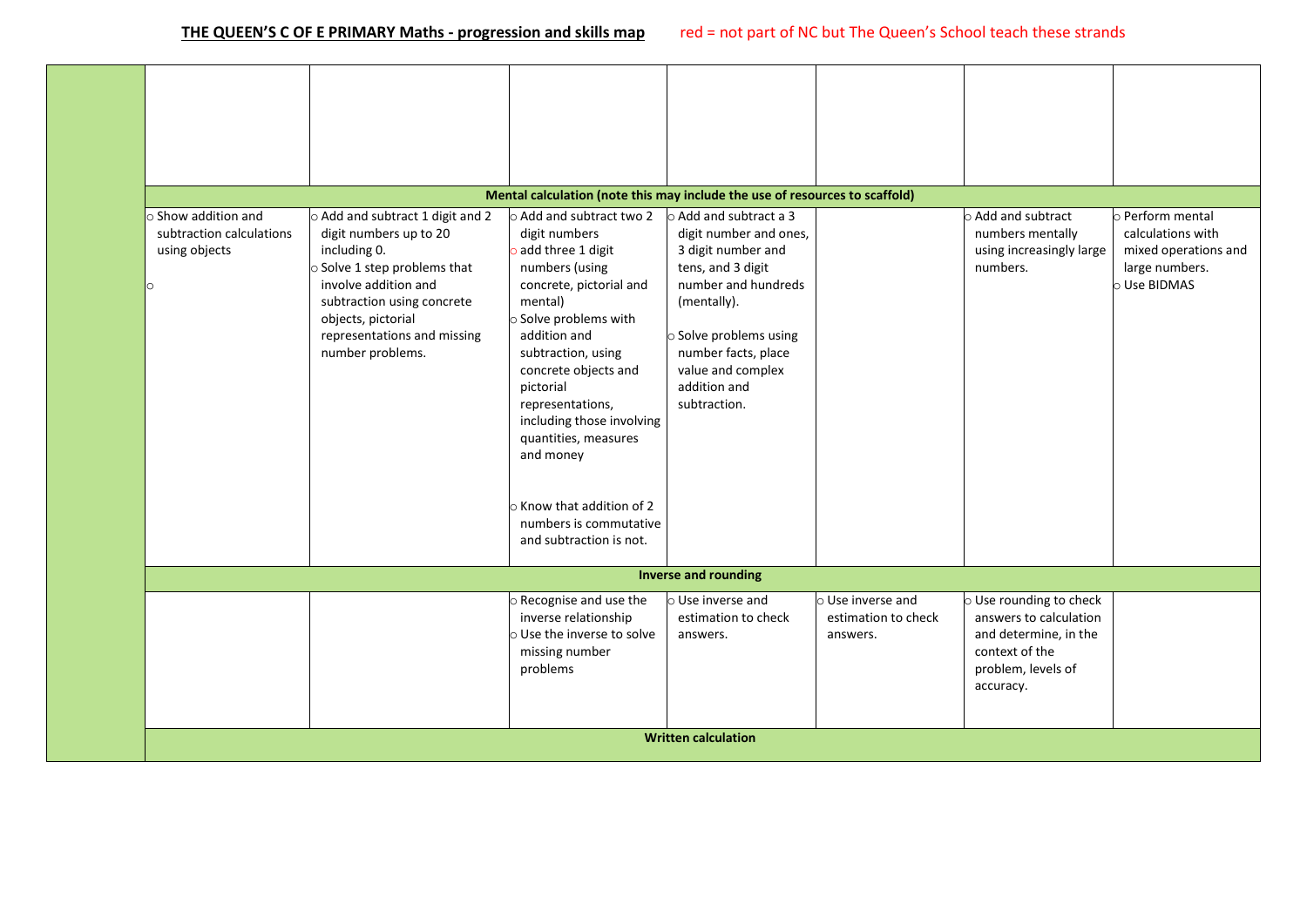## THE QUEEN'S C OF E PRIMARY Maths - progression and skills map

red = not part of NC but The Queen's School teach these strands

| | | | | | | | |
|---|---|---|---|---|---|---|---|
| | | | | | | | |
| | **Mental calculation (note this may include the use of resources to scaffold)** | | | | | | |
| | ○ Show addition and subtraction calculations using objects<br>○ | ○ Add and subtract 1 digit and 2 digit numbers up to 20 including 0.<br>○ Solve 1 step problems that involve addition and subtraction using concrete objects, pictorial representations and missing number problems. | ○ Add and subtract two 2 digit numbers<br>○ add three 1 digit numbers (using concrete, pictorial and mental)<br>○ Solve problems with addition and subtraction, using concrete objects and pictorial representations, including those involving quantities, measures and money<br>○ Know that addition of 2 numbers is commutative and subtraction is not. | ○ Add and subtract a 3 digit number and ones, 3 digit number and tens, and 3 digit number and hundreds (mentally).<br>○ Solve problems using number facts, place value and complex addition and subtraction. | | ○ Add and subtract numbers mentally using increasingly large numbers. | ○ Perform mental calculations with mixed operations and large numbers.<br>○ Use BIDMAS |
| | **Inverse and rounding** | | | | | | |
| | | | ○ Recognise and use the inverse relationship<br>○ Use the inverse to solve missing number problems | ○ Use inverse and estimation to check answers. | ○ Use inverse and estimation to check answers. | ○ Use rounding to check answers to calculation and determine, in the context of the problem, levels of accuracy. | |
| | **Written calculation** | | | | | | |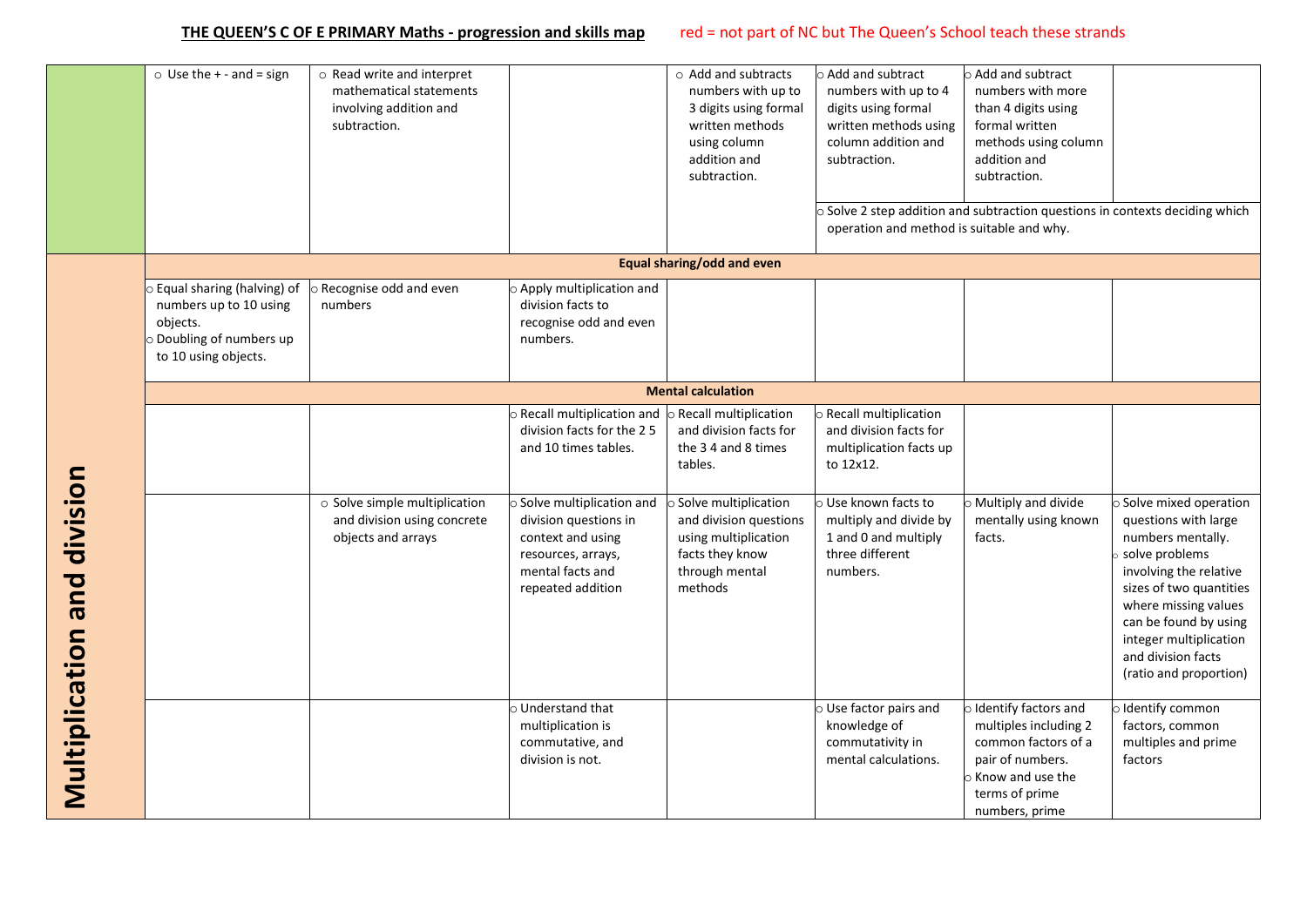**THE QUEEN'S C OF E PRIMARY Maths - progression and skills map** red = not part of NC but The Queen's School teach these strands

| | | | | | | | |
|---|---|---|---|---|---|---|---|
| | ○ Use the + - and = sign | ○ Read write and interpret mathematical statements involving addition and subtraction. | | ○ Add and subtracts numbers with up to 3 digits using formal written methods using column addition and subtraction. | ○ Add and subtract numbers with up to 4 digits using formal written methods using column addition and subtraction. | ○ Add and subtract numbers with more than 4 digits using formal written methods using column addition and subtraction. | |
| | | | | | ○ Solve 2 step addition and subtraction questions in contexts deciding which operation and method is suitable and why. | | |
| **Multiplication and division** | **Equal sharing/odd and even** | | | | | | |
| | ○ Equal sharing (halving) of numbers up to 10 using objects. ○ Doubling of numbers up to 10 using objects. | ○ Recognise odd and even numbers | ○ Apply multiplication and division facts to recognise odd and even numbers. | | | | |
| | **Mental calculation** | | | | | | |
| | | | ○ Recall multiplication and division facts for the 2 5 and 10 times tables. | ○ Recall multiplication and division facts for the 3 4 and 8 times tables. | ○ Recall multiplication and division facts for multiplication facts up to 12x12. | | |
| | | ○ Solve simple multiplication and division using concrete objects and arrays | ○ Solve multiplication and division questions in context and using resources, arrays, mental facts and repeated addition | ○ Solve multiplication and division questions using multiplication facts they know through mental methods | ○ Use known facts to multiply and divide by 1 and 0 and multiply three different numbers. | ○ Multiply and divide mentally using known facts. | ○ Solve mixed operation questions with large numbers mentally. ○ solve problems involving the relative sizes of two quantities where missing values can be found by using integer multiplication and division facts (ratio and proportion) |
| | | | ○ Understand that multiplication is commutative, and division is not. | | ○ Use factor pairs and knowledge of commutativity in mental calculations. | ○ Identify factors and multiples including 2 common factors of a pair of numbers. ○ Know and use the terms of prime numbers, prime | ○ Identify common factors, common multiples and prime factors |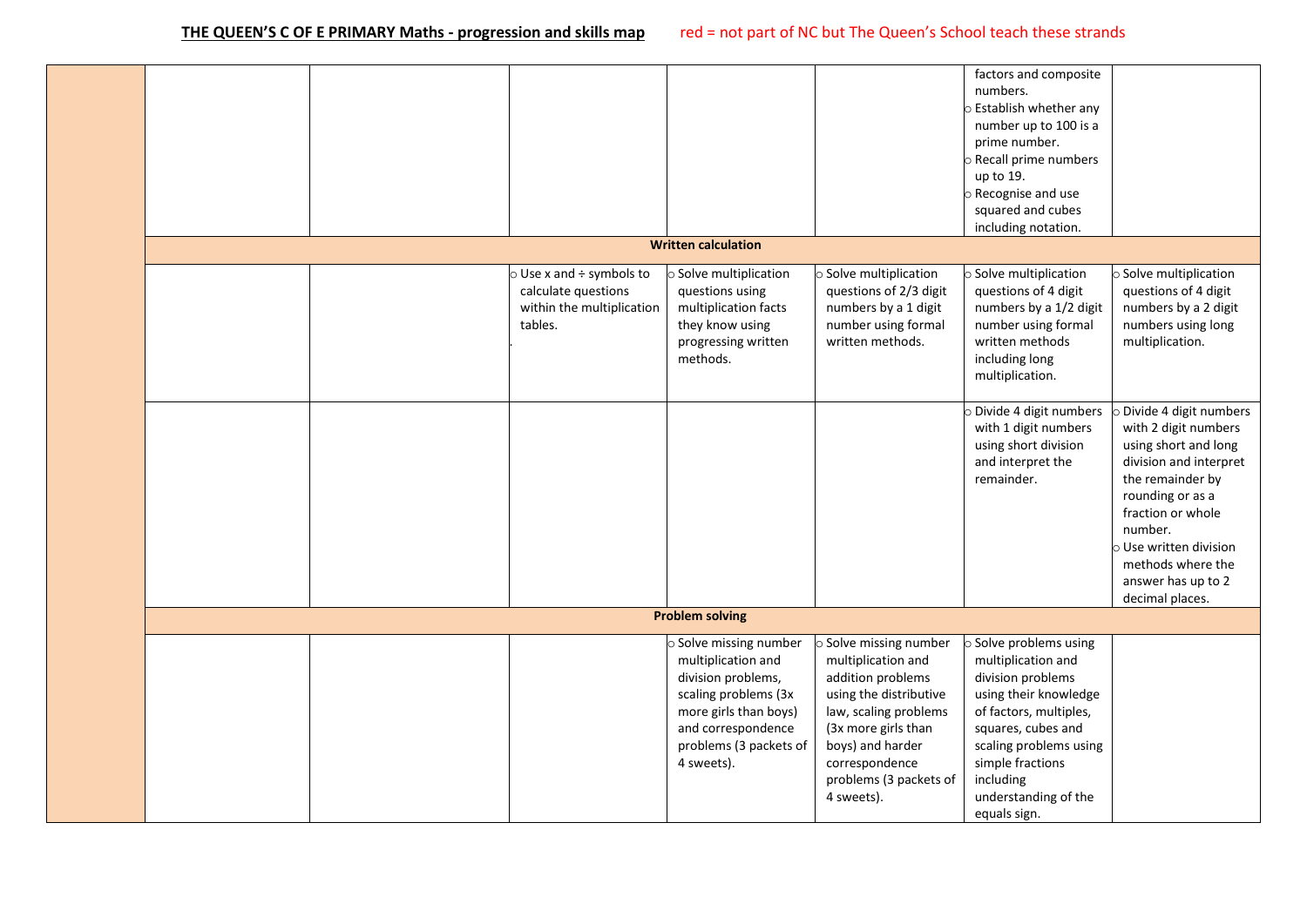# THE QUEEN'S C OF E PRIMARY Maths - progression and skills map

red = not part of NC but The Queen's School teach these strands

| | | | | | | | |
|---|---|---|---|---|---|---|---|
| | | | | | | ○ factors and composite numbers.<br>○ Establish whether any number up to 100 is a prime number.<br>○ Recall prime numbers up to 19.<br>○ Recognise and use squared and cubes including notation. | |
| **Written calculation** | | | | | | | |
| | | | ○ Use x and ÷ symbols to calculate questions within the multiplication tables. | ○ Solve multiplication questions using multiplication facts they know using progressing written methods. | ○ Solve multiplication questions of 2/3 digit numbers by a 1 digit number using formal written methods. | ○ Solve multiplication questions of 4 digit numbers by a 1/2 digit number using formal written methods including long multiplication. | ○ Solve multiplication questions of 4 digit numbers by a 2 digit numbers using long multiplication. |
| | | | | | | ○ Divide 4 digit numbers with 1 digit numbers using short division and interpret the remainder. | ○ Divide 4 digit numbers with 2 digit numbers using short and long division and interpret the remainder by rounding or as a fraction or whole number.<br>○ Use written division methods where the answer has up to 2 decimal places. |
| **Problem solving** | | | | | | | |
| | | | | ○ Solve missing number multiplication and division problems, scaling problems (3x more girls than boys) and correspondence problems (3 packets of 4 sweets). | ○ Solve missing number multiplication and addition problems using the distributive law, scaling problems (3x more girls than boys) and harder correspondence problems (3 packets of 4 sweets). | ○ Solve problems using multiplication and division problems using their knowledge of factors, multiples, squares, cubes and scaling problems using simple fractions including understanding of the equals sign. | |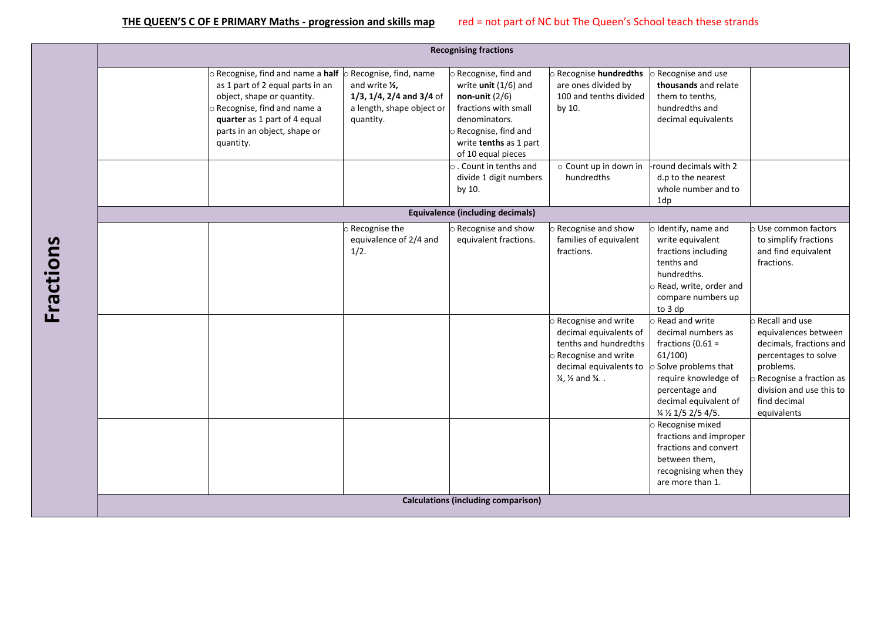**THE QUEEN'S C OF E PRIMARY Maths - progression and skills map** red = not part of NC but The Queen's School teach these strands

| Fractions | | | | | | | |
|---|---|---|---|---|---|---|---|
| | **Recognising fractions** | | | | | | |
| | | ○ Recognise, find and name a **half** as 1 part of 2 equal parts in an object, shape or quantity.<br>○ Recognise, find and name a **quarter** as 1 part of 4 equal parts in an object, shape or quantity. | ○ Recognise, find, name and write **½, 1/3, 1/4, 2/4 and 3/4** of a length, shape object or quantity. | ○ Recognise, find and write **unit** (1/6) and **non-unit** (2/6) fractions with small denominators.<br>○ Recognise, find and write **tenths** as 1 part of 10 equal pieces | ○ Recognise **hundredths** are ones divided by 100 and tenths divided by 10. | ○ Recognise and use **thousands** and relate them to tenths, hundredths and decimal equivalents | |
| | | | | ○ . Count in tenths and divide 1 digit numbers by 10. | ○ Count up in down in hundredths | -round decimals with 2 d.p to the nearest whole number and to 1dp | |
| | **Equivalence (including decimals)** | | | | | | |
| | | | ○ Recognise the equivalence of 2/4 and 1/2. | ○ Recognise and show equivalent fractions. | ○ Recognise and show families of equivalent fractions. | ○ Identify, name and write equivalent fractions including tenths and hundredths.<br>○ Read, write, order and compare numbers up to 3 dp | ○ Use common factors to simplify fractions and find equivalent fractions. |
| | | | | | ○ Recognise and write decimal equivalents of tenths and hundredths<br>○ Recognise and write decimal equivalents to ¼, ½ and ¾. . | ○ Read and write decimal numbers as fractions (0.61 = 61/100)<br>○ Solve problems that require knowledge of percentage and decimal equivalent of ¼ ½ 1/5 2/5 4/5. | ○ Recall and use equivalences between decimals, fractions and percentages to solve problems.<br>○ Recognise a fraction as division and use this to find decimal equivalents |
| | | | | | | ○ Recognise mixed fractions and improper fractions and convert between them, recognising when they are more than 1. | |
| | **Calculations (including comparison)** | | | | | | |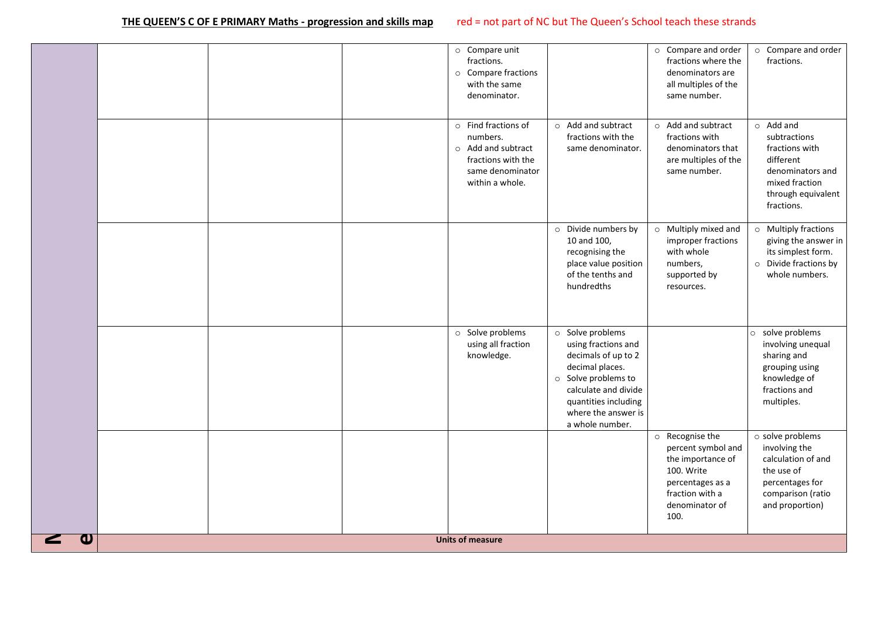**THE QUEEN'S C OF E PRIMARY Maths - progression and skills map** red = not part of NC but The Queen's School teach these strands

| | | | | | | | |
|---|---|---|---|---|---|---|---|
| | | | | ○ Compare unit fractions.<br>○ Compare fractions with the same denominator. | | ○ Compare and order fractions where the denominators are all multiples of the same number. | ○ Compare and order fractions. |
| | | | | ○ Find fractions of numbers.<br>○ Add and subtract fractions with the same denominator within a whole. | ○ Add and subtract fractions with the same denominator. | ○ Add and subtract fractions with denominators that are multiples of the same number. | ○ Add and subtractions fractions with different denominators and mixed fraction through equivalent fractions. |
| | | | | | ○ Divide numbers by 10 and 100, recognising the place value position of the tenths and hundredths | ○ Multiply mixed and improper fractions with whole numbers, supported by resources. | ○ Multiply fractions giving the answer in its simplest form.<br>○ Divide fractions by whole numbers. |
| | | | | ○ Solve problems using all fraction knowledge. | ○ Solve problems using fractions and decimals of up to 2 decimal places.<br>○ Solve problems to calculate and divide quantities including where the answer is a whole number. | | ○ solve problems involving unequal sharing and grouping using knowledge of fractions and multiples. |
| | | | | | | ○ Recognise the percent symbol and the importance of 100. Write percentages as a fraction with a denominator of 100. | ○ solve problems involving the calculation of and the use of percentages for comparison (ratio and proportion) |
| Me | **Units of measure** | | | | | | |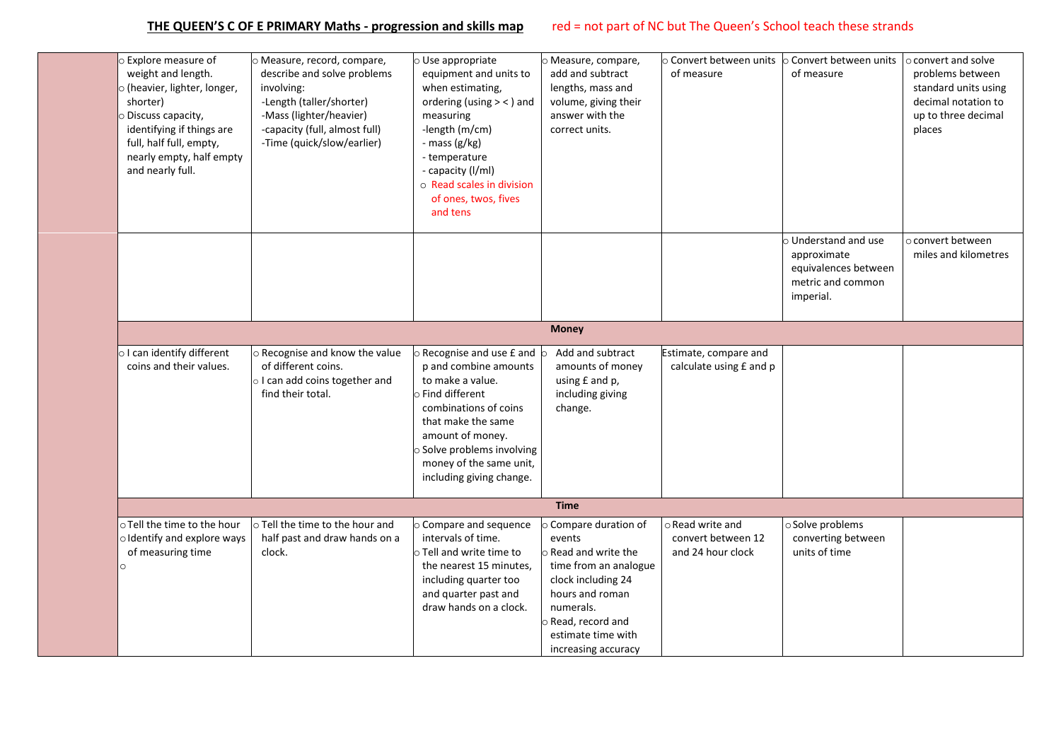## THE QUEEN'S C OF E PRIMARY Maths - progression and skills map

red = not part of NC but The Queen's School teach these strands

| | | | | | | | |
|---|---|---|---|---|---|---|---|
| | ○ Explore measure of weight and length. ○ (heavier, lighter, longer, shorter) ○ Discuss capacity, identifying if things are full, half full, empty, nearly empty, half empty and nearly full. | ○ Measure, record, compare, describe and solve problems involving: -Length (taller/shorter) -Mass (lighter/heavier) -capacity (full, almost full) -Time (quick/slow/earlier) | ○ Use appropriate equipment and units to when estimating, ordering (using > < ) and measuring -length (m/cm) - mass (g/kg) - temperature - capacity (l/ml) ○ Read scales in division of ones, twos, fives and tens | ○ Measure, compare, add and subtract lengths, mass and volume, giving their answer with the correct units. | ○ Convert between units of measure | ○ Convert between units of measure | ○ convert and solve problems between standard units using decimal notation to up to three decimal places |
| | | | | | | ○ Understand and use approximate equivalences between metric and common imperial. | ○ convert between miles and kilometres |
| | **Money** | | | | | | |
| | ○ I can identify different coins and their values. | ○ Recognise and know the value of different coins. ○ I can add coins together and find their total. | ○ Recognise and use £ and p and combine amounts to make a value. ○ Find different combinations of coins that make the same amount of money. ○ Solve problems involving money of the same unit, including giving change. | ○ Add and subtract amounts of money using £ and p, including giving change. | Estimate, compare and calculate using £ and p | | |
| | **Time** | | | | | | |
| | ○ Tell the time to the hour ○ Identify and explore ways of measuring time ○ | ○ Tell the time to the hour and half past and draw hands on a clock. | ○ Compare and sequence intervals of time. ○ Tell and write time to the nearest 15 minutes, including quarter too and quarter past and draw hands on a clock. | ○ Compare duration of events ○ Read and write the time from an analogue clock including 24 hours and roman numerals. ○ Read, record and estimate time with increasing accuracy | ○ Read write and convert between 12 and 24 hour clock | ○ Solve problems converting between units of time | |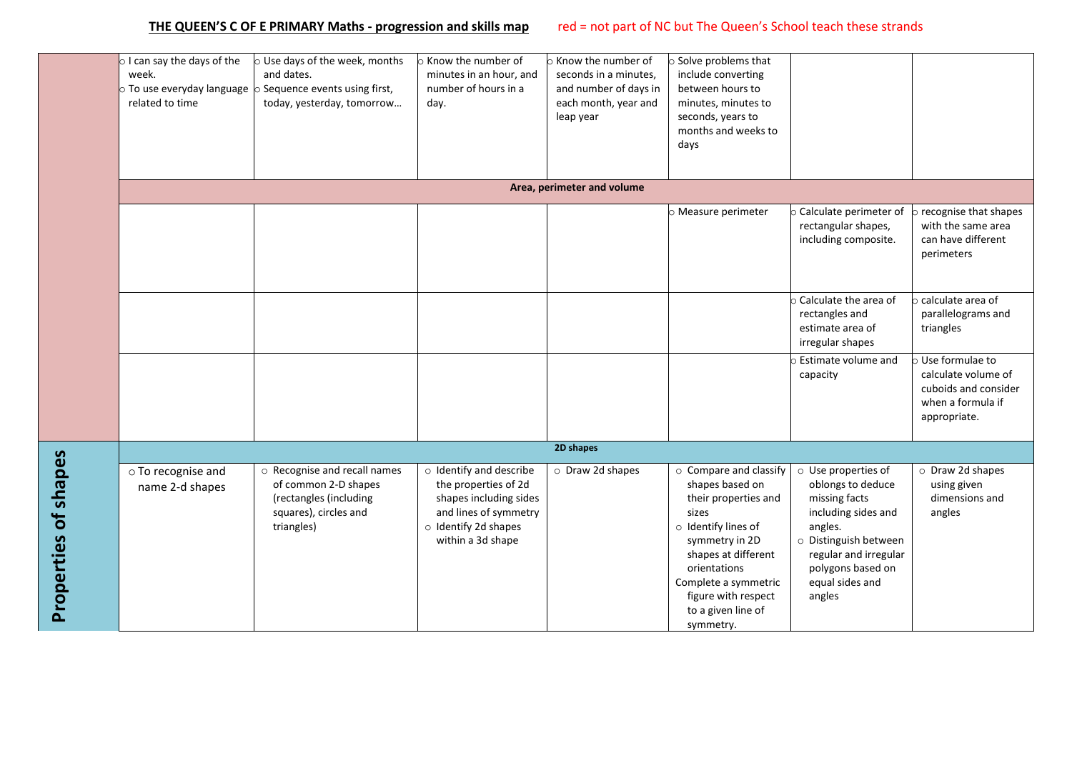# THE QUEEN'S C OF E PRIMARY Maths - progression and skills map

red = not part of NC but The Queen's School teach these strands

| | | | | | | | |
|---|---|---|---|---|---|---|---|
| | I can say the days of the week.<br>To use everyday language related to time | Use days of the week, months and dates.<br>Sequence events using first, today, yesterday, tomorrow… | Know the number of minutes in an hour, and number of hours in a day. | Know the number of seconds in a minutes, and number of days in each month, year and leap year | Solve problems that include converting between hours to minutes, minutes to seconds, years to months and weeks to days | | |
| | **Area, perimeter and volume** | | | | | | |
| | | | | | Measure perimeter | Calculate perimeter of rectangular shapes, including composite. | recognise that shapes with the same area can have different perimeters |
| | | | | | | Calculate the area of rectangles and estimate area of irregular shapes | calculate area of parallelograms and triangles |
| | | | | | | Estimate volume and capacity | Use formulae to calculate volume of cuboids and consider when a formula if appropriate. |
| **Properties of shapes** | **2D shapes** | | | | | | |
| | To recognise and name 2-d shapes | Recognise and recall names of common 2-D shapes (rectangles (including squares), circles and triangles) | Identify and describe the properties of 2d shapes including sides and lines of symmetry<br>Identify 2d shapes within a 3d shape | Draw 2d shapes | Compare and classify shapes based on their properties and sizes<br>Identify lines of symmetry in 2D shapes at different orientations<br>Complete a symmetric figure with respect to a given line of symmetry. | Use properties of oblongs to deduce missing facts including sides and angles.<br>Distinguish between regular and irregular polygons based on equal sides and angles | Draw 2d shapes using given dimensions and angles |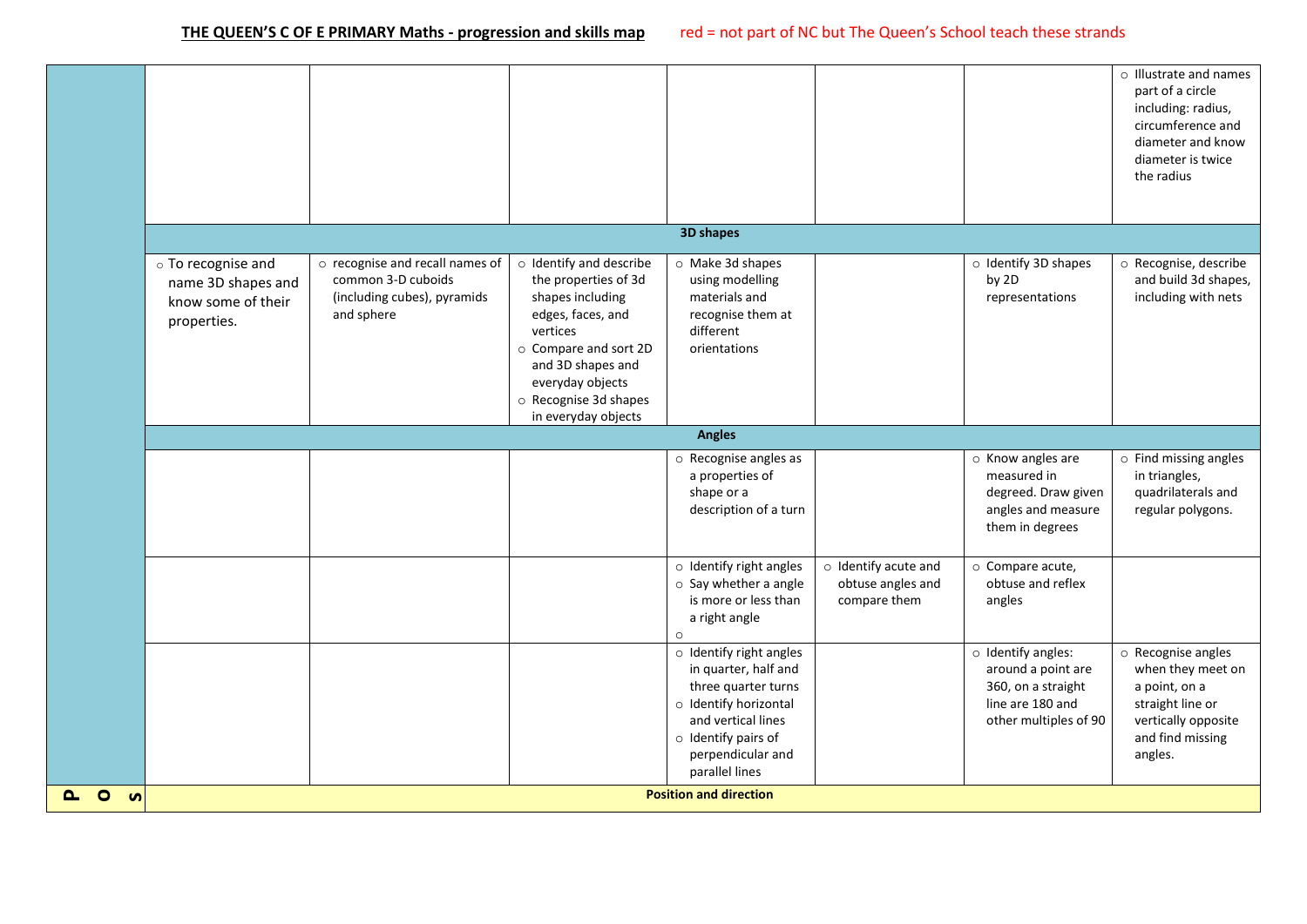## THE QUEEN'S C OF E PRIMARY Maths - progression and skills map

red = not part of NC but The Queen's School teach these strands

| | | | | | | | |
|---|---|---|---|---|---|---|---|
| | | | | | | | ○ Illustrate and names part of a circle including: radius, circumference and diameter and know diameter is twice the radius |
| | **3D shapes** | | | | | | |
| | ○ To recognise and name 3D shapes and know some of their properties. | ○ recognise and recall names of common 3-D cuboids (including cubes), pyramids and sphere | ○ Identify and describe the properties of 3d shapes including edges, faces, and vertices ○ Compare and sort 2D and 3D shapes and everyday objects ○ Recognise 3d shapes in everyday objects | ○ Make 3d shapes using modelling materials and recognise them at different orientations | | ○ Identify 3D shapes by 2D representations | ○ Recognise, describe and build 3d shapes, including with nets |
| | **Angles** | | | | | | |
| | | | | ○ Recognise angles as a properties of shape or a description of a turn | | ○ Know angles are measured in degreed. Draw given angles and measure them in degrees | ○ Find missing angles in triangles, quadrilaterals and regular polygons. |
| | | | | ○ Identify right angles ○ Say whether a angle is more or less than a right angle ○ | ○ Identify acute and obtuse angles and compare them | ○ Compare acute, obtuse and reflex angles | |
| | | | | ○ Identify right angles in quarter, half and three quarter turns ○ Identify horizontal and vertical lines ○ Identify pairs of perpendicular and parallel lines | | ○ Identify angles: around a point are 360, on a straight line are 180 and other multiples of 90 | ○ Recognise angles when they meet on a point, on a straight line or vertically opposite and find missing angles. |
| POS | **Position and direction** | | | | | | |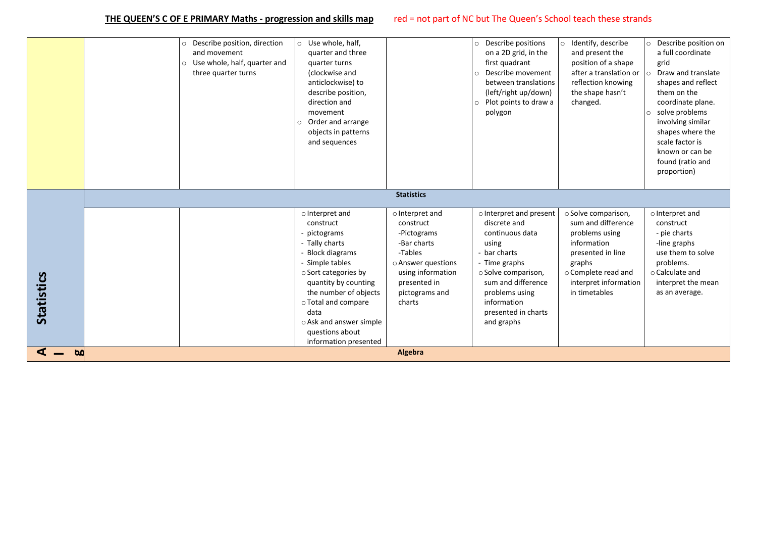# THE QUEEN'S C OF E PRIMARY Maths - progression and skills map

red = not part of NC but The Queen's School teach these strands

| | | | | | | | |
|---|---|---|---|---|---|---|---|
| | | ○ Describe position, direction and movement<br>○ Use whole, half, quarter and three quarter turns | ○ Use whole, half, quarter and three quarter turns (clockwise and anticlockwise) to describe position, direction and movement<br>○ Order and arrange objects in patterns and sequences | | ○ Describe positions on a 2D grid, in the first quadrant<br>○ Describe movement between translations (left/right up/down)<br>○ Plot points to draw a polygon | ○ Identify, describe and present the position of a shape after a translation or reflection knowing the shape hasn't changed. | ○ Describe position on a full coordinate grid<br>○ Draw and translate shapes and reflect them on the coordinate plane.<br>○ solve problems involving similar shapes where the scale factor is known or can be found (ratio and proportion) |
| **Statistics** | **Statistics** | | | | | | |
| | | | ○ Interpret and construct<br>- pictograms<br>- Tally charts<br>- Block diagrams<br>- Simple tables<br>○ Sort categories by quantity by counting the number of objects<br>○ Total and compare data<br>○ Ask and answer simple questions about information presented | ○ Interpret and construct<br>-Pictograms<br>-Bar charts<br>-Tables<br>○ Answer questions using information presented in pictograms and charts | ○ Interpret and present discrete and continuous data using<br>- bar charts<br>- Time graphs<br>○ Solve comparison, sum and difference problems using information presented in charts and graphs | ○ Solve comparison, sum and difference problems using information presented in line graphs<br>○ Complete read and interpret information in timetables | ○ Interpret and construct<br>- pie charts<br>-line graphs<br>use them to solve problems.<br>○ Calculate and interpret the mean as an average. |
| **Alg** | **Algebra** | | | | | | |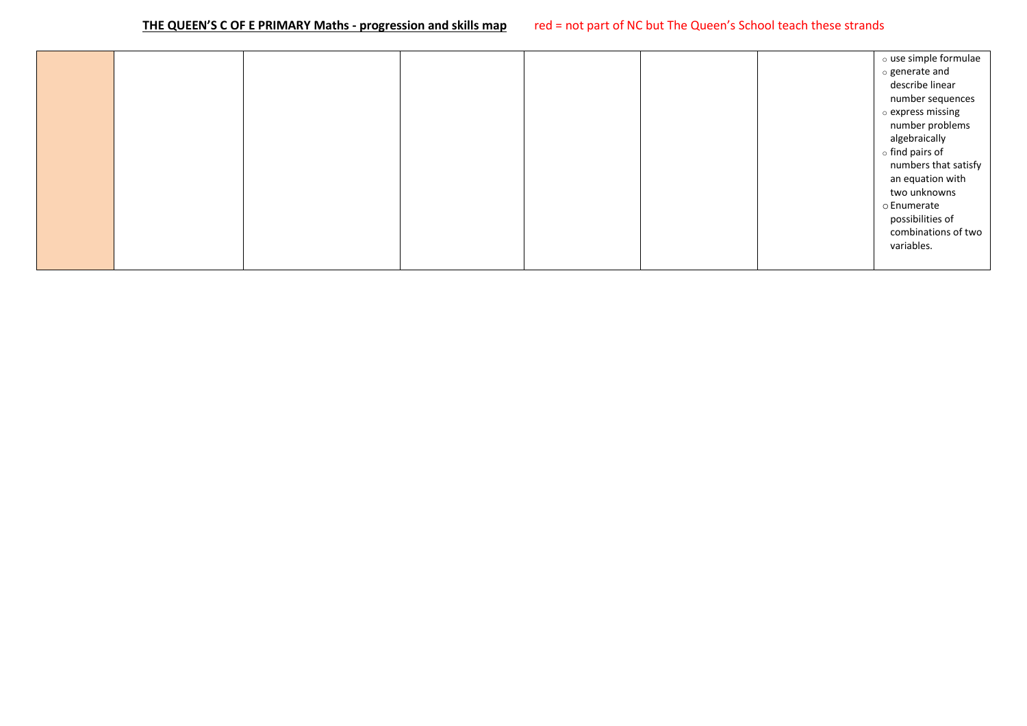**THE QUEEN'S C OF E PRIMARY Maths - progression and skills map** red = not part of NC but The Queen's School teach these strands

| | | | | | | | |
|---|---|---|---|---|---|---|---|
| | | | | | | | ○ use simple formulae<br>○ generate and describe linear number sequences<br>○ express missing number problems algebraically<br>○ find pairs of numbers that satisfy an equation with two unknowns<br>○ Enumerate possibilities of combinations of two variables. |